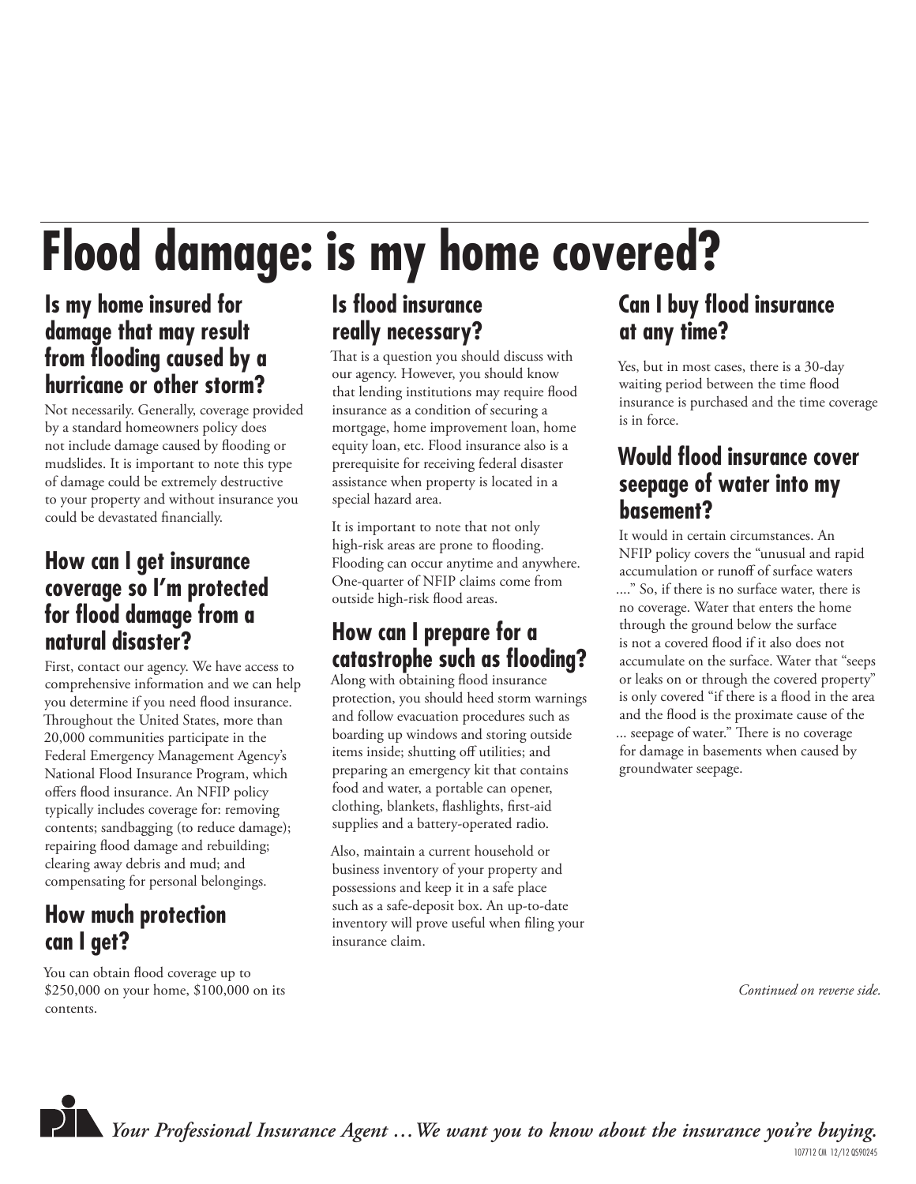# Flood damage: is my home covered?

## Is my home insured for damage that may result from flooding caused by a hurricane or other storm?

Not necessarily. Generally, coverage provided by a standard homeowners policy does not include damage caused by flooding or mudslides. It is important to note this type of damage could be extremely destructive to your property and without insurance you could be devastated financially.

## How can I get insurance coverage so I'm protected for flood damage from a natural disaster?

First, contact our agency. We have access to comprehensive information and we can help you determine if you need flood insurance. Throughout the United States, more than 20,000 communities participate in the Federal Emergency Management Agency's National Flood Insurance Program, which offers flood insurance. An NFIP policy typically includes coverage for: removing contents; sandbagging (to reduce damage); repairing flood damage and rebuilding; clearing away debris and mud; and compensating for personal belongings.

## How much protection can I get?

You can obtain flood coverage up to $250,000 on your home, $100,000 on its contents.

## Is flood insurance really necessary?

That is a question you should discuss with our agency. However, you should know that lending institutions may require flood insurance as a condition of securing a mortgage, home improvement loan, home equity loan, etc. Flood insurance also is a prerequisite for receiving federal disaster assistance when property is located in a special hazard area.

It is important to note that not only high-risk areas are prone to flooding. Flooding can occur anytime and anywhere. One-quarter of NFIP claims come from outside high-risk flood areas.

## How can I prepare for a catastrophe such as flooding?

Along with obtaining flood insurance protection, you should heed storm warnings and follow evacuation procedures such as boarding up windows and storing outside items inside; shutting off utilities; and preparing an emergency kit that contains food and water, a portable can opener, clothing, blankets, flashlights, first-aid supplies and a battery-operated radio.

Also, maintain a current household or business inventory of your property and possessions and keep it in a safe place such as a safe-deposit box. An up-to-date inventory will prove useful when filing your insurance claim.

## Can I buy flood insurance at any time?

Yes, but in most cases, there is a 30-day waiting period between the time flood insurance is purchased and the time coverage is in force.

## Would flood insurance cover seepage of water into my basement?

It would in certain circumstances. An NFIP policy covers the "unusual and rapid accumulation or runoff of surface waters ...." So, if there is no surface water, there is no coverage. Water that enters the home through the ground below the surface is not a covered flood if it also does not accumulate on the surface. Water that "seeps or leaks on or through the covered property" is only covered "if there is a flood in the area and the flood is the proximate cause of the ... seepage of water." There is no coverage for damage in basements when caused by groundwater seepage.

*Continued on reverse side.*

*Your Professional Insurance Agent …We want you to know about the insurance you're buying.*

107712 CM 12/12 QS90245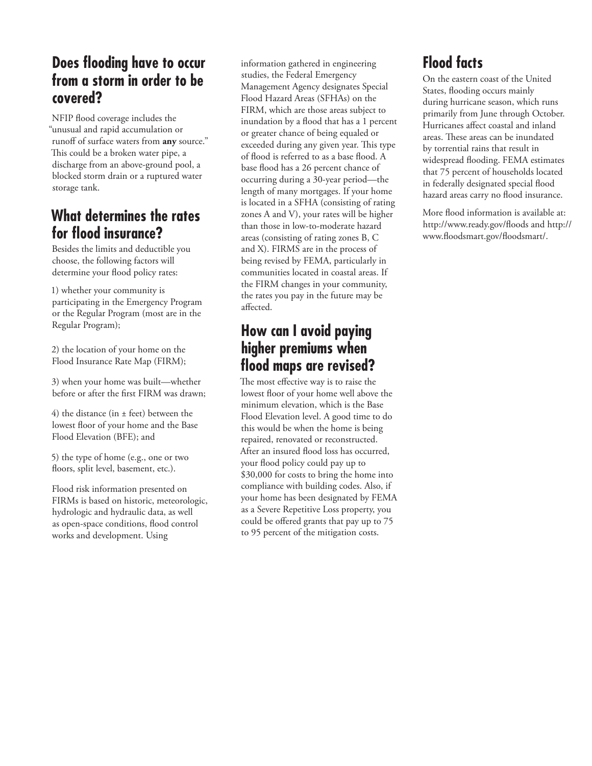## Does flooding have to occur from a storm in order to be covered?

NFIP flood coverage includes the "unusual and rapid accumulation or runoff of surface waters from **any** source." This could be a broken water pipe, a discharge from an above-ground pool, a blocked storm drain or a ruptured water storage tank.

## What determines the rates for flood insurance?

Besides the limits and deductible you choose, the following factors will determine your flood policy rates:

1) whether your community is participating in the Emergency Program or the Regular Program (most are in the Regular Program);

2) the location of your home on the Flood Insurance Rate Map (FIRM);

3) when your home was built—whether before or after the first FIRM was drawn;

4) the distance (in ± feet) between the lowest floor of your home and the Base Flood Elevation (BFE); and

5) the type of home (e.g., one or two floors, split level, basement, etc.).

Flood risk information presented on FIRMs is based on historic, meteorologic, hydrologic and hydraulic data, as well as open-space conditions, flood control works and development. Using information gathered in engineering studies, the Federal Emergency Management Agency designates Special Flood Hazard Areas (SFHAs) on the FIRM, which are those areas subject to inundation by a flood that has a 1 percent or greater chance of being equaled or exceeded during any given year. This type of flood is referred to as a base flood. A base flood has a 26 percent chance of occurring during a 30-year period—the length of many mortgages. If your home is located in a SFHA (consisting of rating zones A and V), your rates will be higher than those in low-to-moderate hazard areas (consisting of rating zones B, C and X). FIRMS are in the process of being revised by FEMA, particularly in communities located in coastal areas. If the FIRM changes in your community, the rates you pay in the future may be affected.

## How can I avoid paying higher premiums when flood maps are revised?

The most effective way is to raise the lowest floor of your home well above the minimum elevation, which is the Base Flood Elevation level. A good time to do this would be when the home is being repaired, renovated or reconstructed. After an insured flood loss has occurred, your flood policy could pay up to $30,000 for costs to bring the home into compliance with building codes. Also, if your home has been designated by FEMA as a Severe Repetitive Loss property, you could be offered grants that pay up to 75 to 95 percent of the mitigation costs.

## Flood facts

On the eastern coast of the United States, flooding occurs mainly during hurricane season, which runs primarily from June through October. Hurricanes affect coastal and inland areas. These areas can be inundated by torrential rains that result in widespread flooding. FEMA estimates that 75 percent of households located in federally designated special flood hazard areas carry no flood insurance.

More flood information is available at: http://www.ready.gov/floods and http://www.floodsmart.gov/floodsmart/.